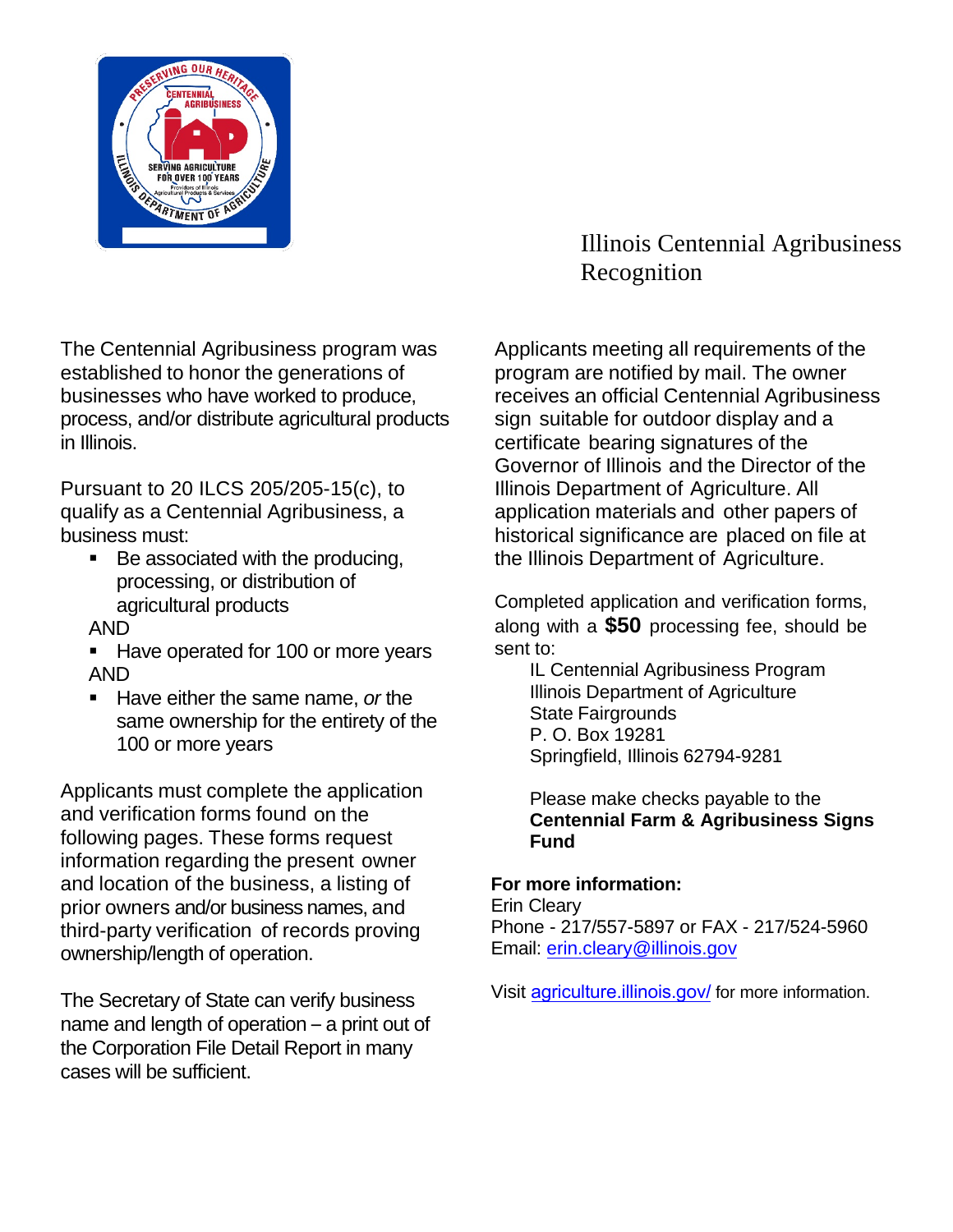# Illinois Centennial Agribusiness Recognition

The Centennial Agribusiness program was established to honor the generations of businesses who have worked to produce, process, and/or distribute agricultural products in Illinois.

Pursuant to 20 ILCS 205/205-15(c), to qualify as a Centennial Agribusiness, a business must:

- Be associated with the producing, processing, or distribution of agricultural products

AND

- Have operated for 100 or more years

AND

- Have either the same name, *or* the same ownership for the entirety of the 100 or more years

Applicants must complete the application and verification forms found on the following pages. These forms request information regarding the present owner and location of the business, a listing of prior owners and/or business names, and third-party verification of records proving ownership/length of operation.

The Secretary of State can verify business name and length of operation – a print out of the Corporation File Detail Report in many cases will be sufficient.

Applicants meeting all requirements of the program are notified by mail. The owner receives an official Centennial Agribusiness sign suitable for outdoor display and a certificate bearing signatures of the Governor of Illinois and the Director of the Illinois Department of Agriculture. All application materials and other papers of historical significance are placed on file at the Illinois Department of Agriculture.

Completed application and verification forms, along with a **$50** processing fee, should be sent to:

IL Centennial Agribusiness Program
Illinois Department of Agriculture
State Fairgrounds
P. O. Box 19281
Springfield, Illinois 62794-9281

Please make checks payable to the **Centennial Farm & Agribusiness Signs Fund**

**For more information:**
Erin Cleary
Phone - 217/557-5897 or FAX - 217/524-5960
Email: erin.cleary@illinois.gov

Visit agriculture.illinois.gov/ for more information.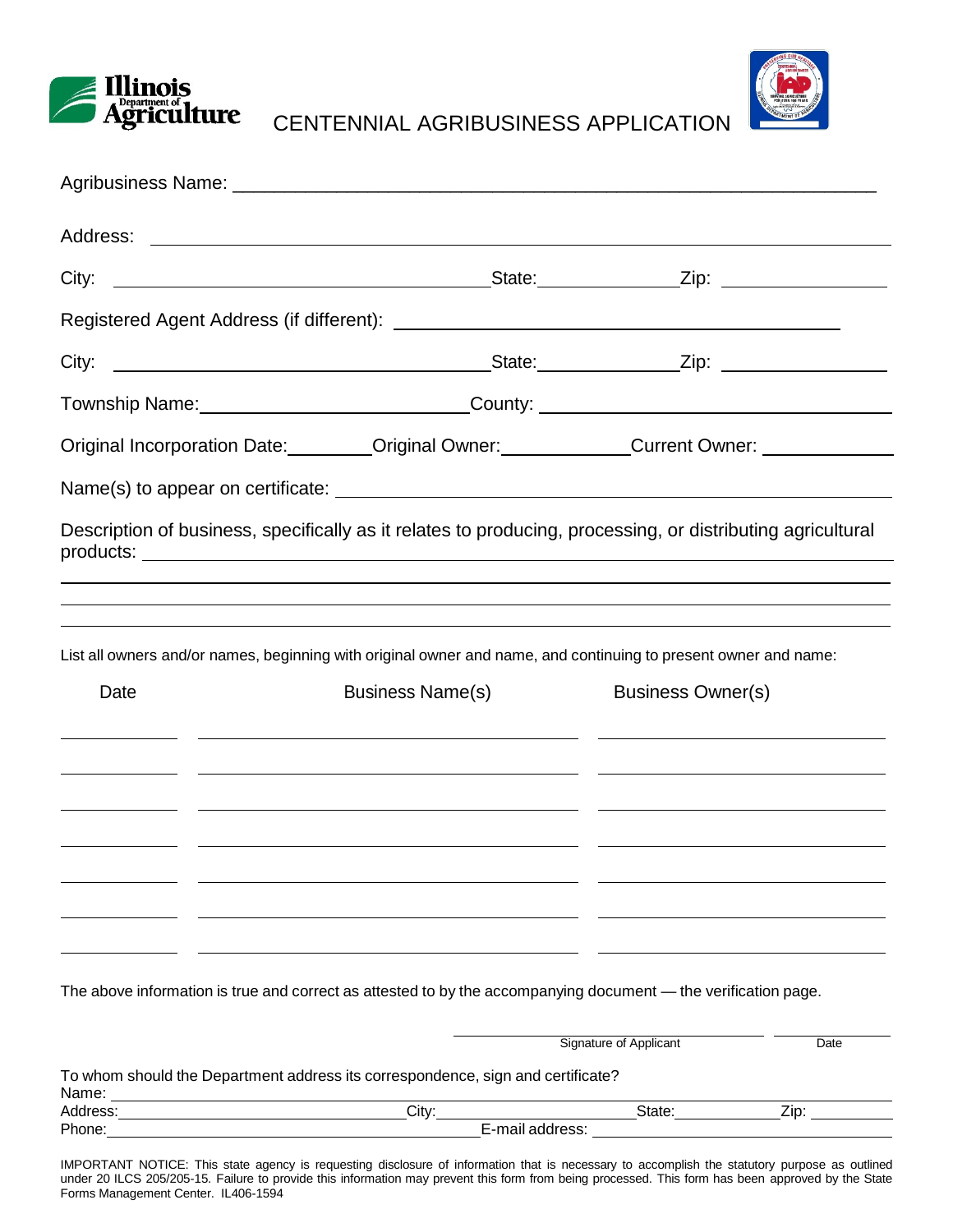# CENTENNIAL AGRIBUSINESS APPLICATION

Agribusiness Name: ______________________________________________

Address: ______________________________________________

City: ______________________ State: ____________ Zip: ____________

Registered Agent Address (if different): ______________________________

City: ______________________ State: ____________ Zip: ____________

Township Name: ______________________ County: ______________________

Original Incorporation Date: ________ Original Owner: ____________ Current Owner: ____________

Name(s) to appear on certificate: ______________________________

Description of business, specifically as it relates to producing, processing, or distributing agricultural products: ______________________________________________

______________________________________________

______________________________________________

______________________________________________

List all owners and/or names, beginning with original owner and name, and continuing to present owner and name:

| Date | Business Name(s) | Business Owner(s) |
|---|---|---|
| | | |
| | | |
| | | |
| | | |
| | | |
| | | |
| | | |

The above information is true and correct as attested to by the accompanying document — the verification page.

______________________________ Signature of Applicant ____________ Date

To whom should the Department address its correspondence, sign and certificate?

Name: ______________________________________________

Address: ______________________ City: ______________ State: __________ Zip: __________

Phone: ______________________ E-mail address: ______________________

IMPORTANT NOTICE: This state agency is requesting disclosure of information that is necessary to accomplish the statutory purpose as outlined under 20 ILCS 205/205-15. Failure to provide this information may prevent this form from being processed. This form has been approved by the State Forms Management Center. IL406-1594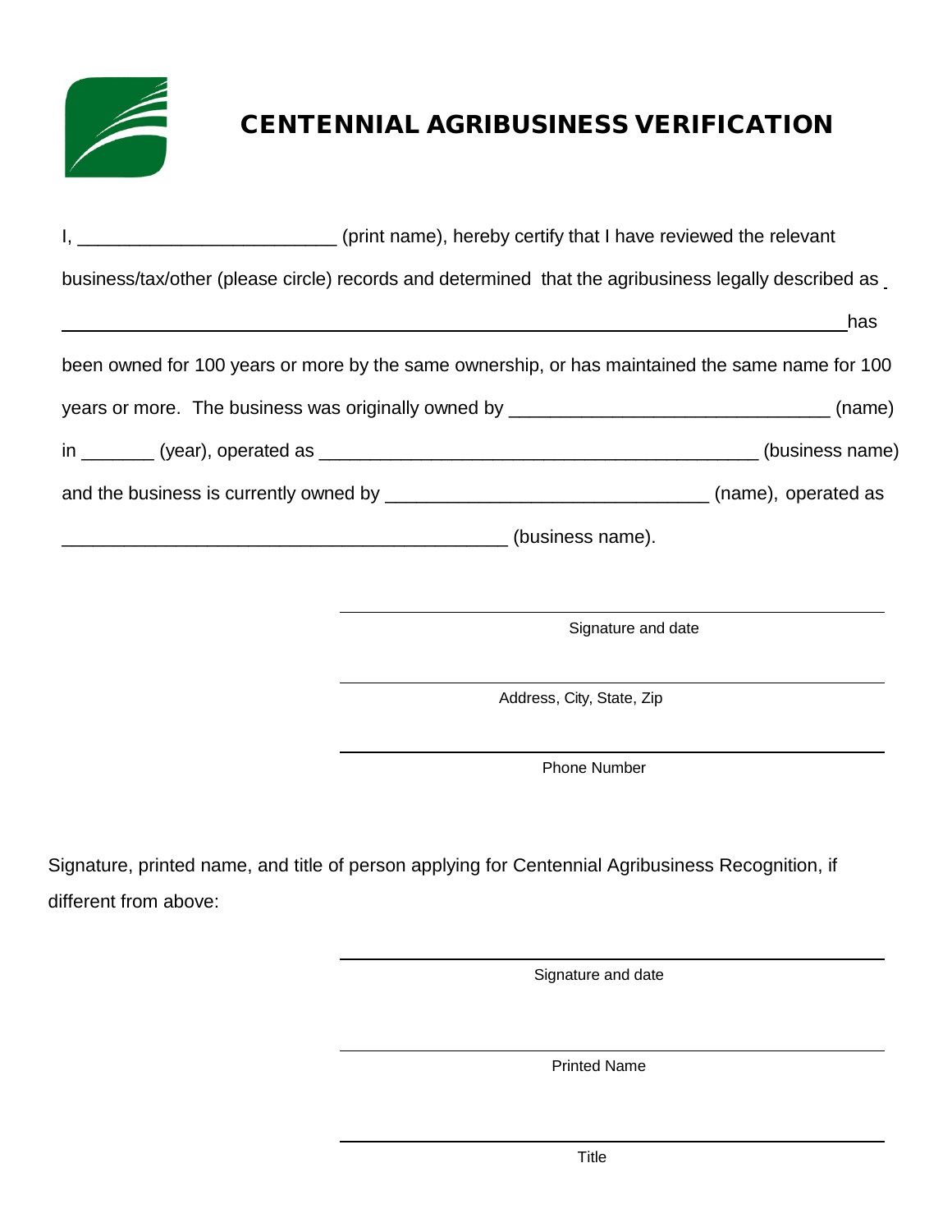# CENTENNIAL AGRIBUSINESS VERIFICATION

I, _________________________ (print name), hereby certify that I have reviewed the relevant business/tax/other (please circle) records and determined that the agribusiness legally described as ________________________________________________________________________________ has been owned for 100 years or more by the same ownership, or has maintained the same name for 100 years or more. The business was originally owned by _______________________________ (name) in _______ (year), operated as ___________________________________________ (business name) and the business is currently owned by _______________________________ (name), operated as ____________________________________________ (business name).

______________________________________
Signature and date

______________________________________
Address, City, State, Zip

______________________________________
Phone Number

Signature, printed name, and title of person applying for Centennial Agribusiness Recognition, if different from above:

______________________________________
Signature and date

______________________________________
Printed Name

______________________________________
Title